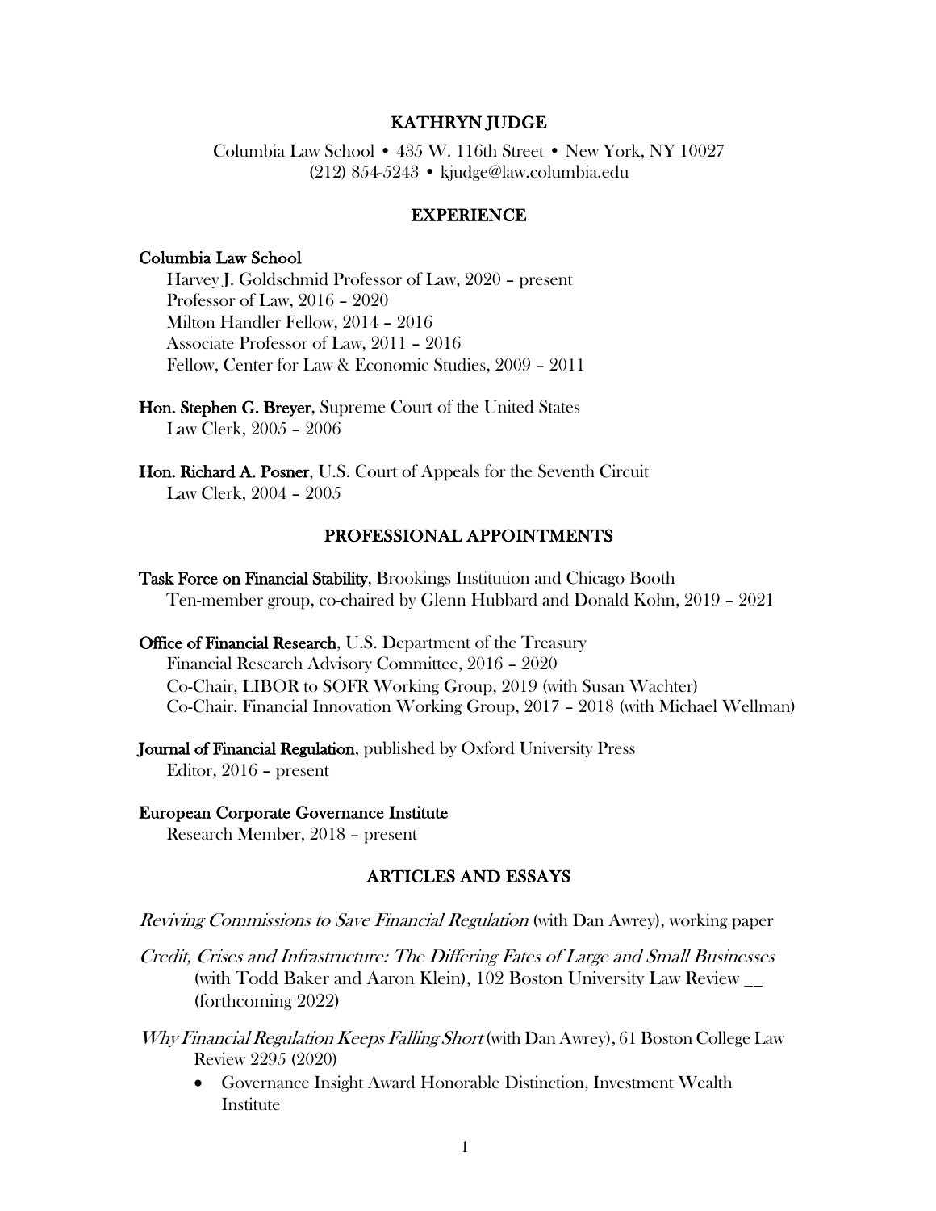# KATHRYN JUDGE

Columbia Law School • 435 W. 116th Street • New York, NY 10027
(212) 854-5243 • kjudge@law.columbia.edu

## EXPERIENCE

**Columbia Law School**
Harvey J. Goldschmid Professor of Law, 2020 – present
Professor of Law, 2016 – 2020
Milton Handler Fellow, 2014 – 2016
Associate Professor of Law, 2011 – 2016
Fellow, Center for Law & Economic Studies, 2009 – 2011

**Hon. Stephen G. Breyer**, Supreme Court of the United States
Law Clerk, 2005 – 2006

**Hon. Richard A. Posner**, U.S. Court of Appeals for the Seventh Circuit
Law Clerk, 2004 – 2005

## PROFESSIONAL APPOINTMENTS

**Task Force on Financial Stability**, Brookings Institution and Chicago Booth
Ten-member group, co-chaired by Glenn Hubbard and Donald Kohn, 2019 – 2021

**Office of Financial Research**, U.S. Department of the Treasury
Financial Research Advisory Committee, 2016 – 2020
Co-Chair, LIBOR to SOFR Working Group, 2019 (with Susan Wachter)
Co-Chair, Financial Innovation Working Group, 2017 – 2018 (with Michael Wellman)

**Journal of Financial Regulation**, published by Oxford University Press
Editor, 2016 – present

**European Corporate Governance Institute**
Research Member, 2018 – present

## ARTICLES AND ESSAYS

*Reviving Commissions to Save Financial Regulation* (with Dan Awrey), working paper

*Credit, Crises and Infrastructure: The Differing Fates of Large and Small Businesses* (with Todd Baker and Aaron Klein), 102 Boston University Law Review __ (forthcoming 2022)

*Why Financial Regulation Keeps Falling Short* (with Dan Awrey), 61 Boston College Law Review 2295 (2020)

- Governance Insight Award Honorable Distinction, Investment Wealth Institute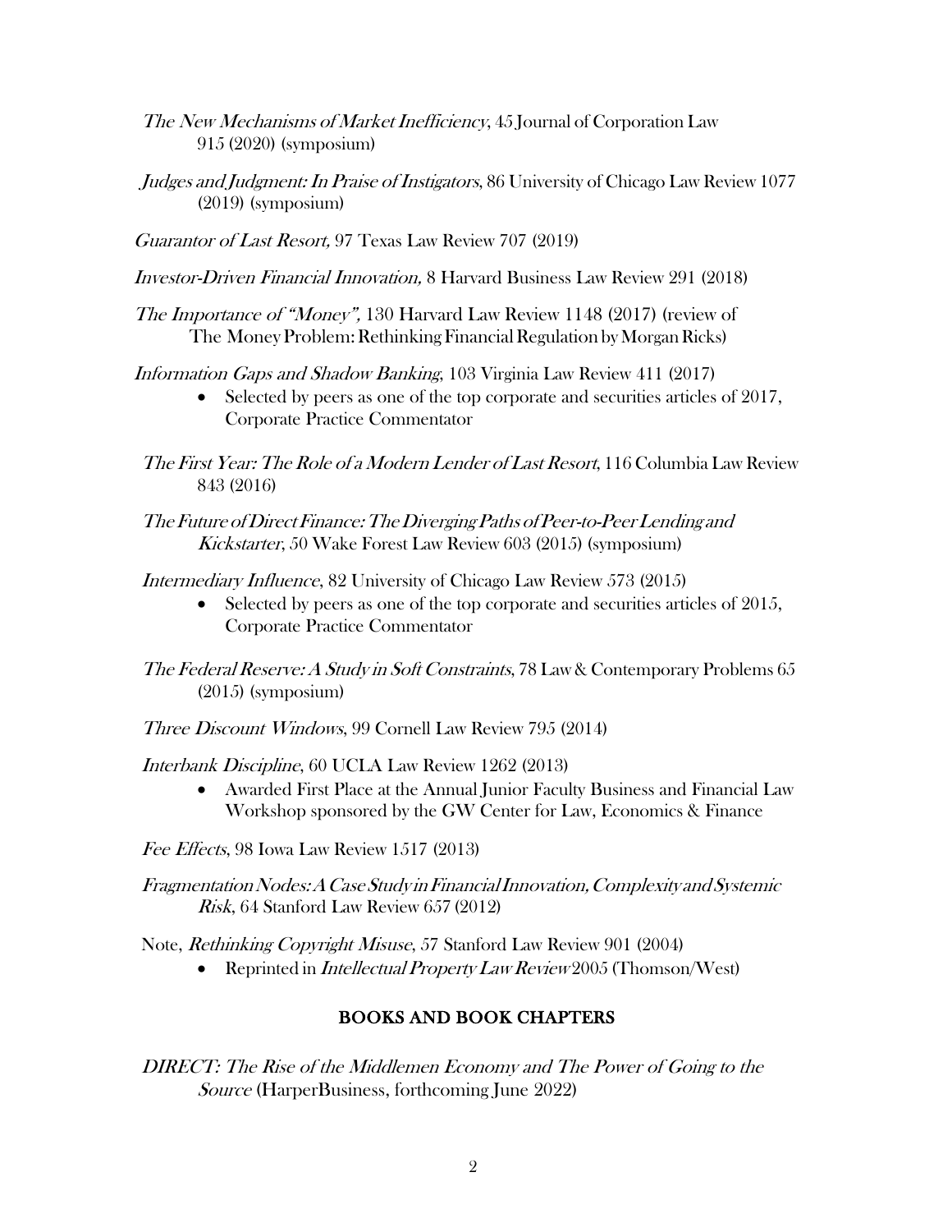*The New Mechanisms of Market Inefficiency*, 45 Journal of Corporation Law 915 (2020) (symposium)

*Judges and Judgment: In Praise of Instigators*, 86 University of Chicago Law Review 1077 (2019) (symposium)

*Guarantor of Last Resort,* 97 Texas Law Review 707 (2019)

*Investor-Driven Financial Innovation,* 8 Harvard Business Law Review 291 (2018)

*The Importance of "Money",* 130 Harvard Law Review 1148 (2017) (review of The Money Problem: Rethinking Financial Regulation by Morgan Ricks)

*Information Gaps and Shadow Banking*, 103 Virginia Law Review 411 (2017)
- Selected by peers as one of the top corporate and securities articles of 2017, Corporate Practice Commentator

*The First Year: The Role of a Modern Lender of Last Resort*, 116 Columbia Law Review 843 (2016)

*The Future of Direct Finance: The Diverging Paths of Peer-to-Peer Lending and Kickstarter*, 50 Wake Forest Law Review 603 (2015) (symposium)

*Intermediary Influence*, 82 University of Chicago Law Review 573 (2015)
- Selected by peers as one of the top corporate and securities articles of 2015, Corporate Practice Commentator

*The Federal Reserve: A Study in Soft Constraints*, 78 Law & Contemporary Problems 65 (2015) (symposium)

*Three Discount Windows*, 99 Cornell Law Review 795 (2014)

*Interbank Discipline*, 60 UCLA Law Review 1262 (2013)
- Awarded First Place at the Annual Junior Faculty Business and Financial Law Workshop sponsored by the GW Center for Law, Economics & Finance

*Fee Effects*, 98 Iowa Law Review 1517 (2013)

*Fragmentation Nodes: A Case Study in Financial Innovation, Complexity and Systemic Risk*, 64 Stanford Law Review 657 (2012)

Note, *Rethinking Copyright Misuse*, 57 Stanford Law Review 901 (2004)
- Reprinted in *Intellectual Property Law Review* 2005 (Thomson/West)

## BOOKS AND BOOK CHAPTERS

*DIRECT: The Rise of the Middlemen Economy and The Power of Going to the Source* (HarperBusiness, forthcoming June 2022)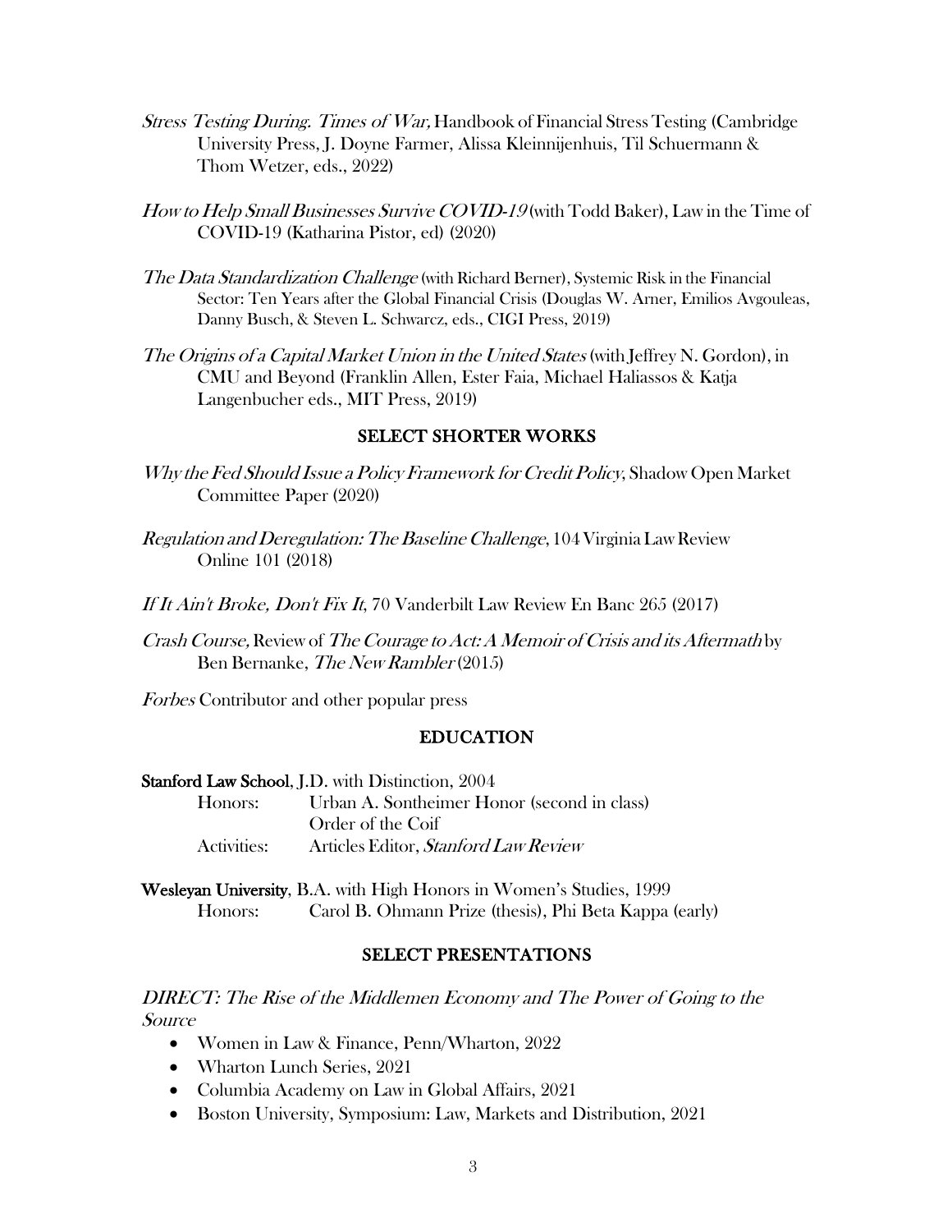*Stress Testing During. Times of War,* Handbook of Financial Stress Testing (Cambridge University Press, J. Doyne Farmer, Alissa Kleinnijenhuis, Til Schuermann & Thom Wetzer, eds., 2022)

*How to Help Small Businesses Survive COVID-19* (with Todd Baker), Law in the Time of COVID-19 (Katharina Pistor, ed) (2020)

*The Data Standardization Challenge* (with Richard Berner), Systemic Risk in the Financial Sector: Ten Years after the Global Financial Crisis (Douglas W. Arner, Emilios Avgouleas, Danny Busch, & Steven L. Schwarcz, eds., CIGI Press, 2019)

*The Origins of a Capital Market Union in the United States* (with Jeffrey N. Gordon), in CMU and Beyond (Franklin Allen, Ester Faia, Michael Haliassos & Katja Langenbucher eds., MIT Press, 2019)

## SELECT SHORTER WORKS

*Why the Fed Should Issue a Policy Framework for Credit Policy*, Shadow Open Market Committee Paper (2020)

*Regulation and Deregulation: The Baseline Challenge*, 104 Virginia Law Review Online 101 (2018)

*If It Ain't Broke, Don't Fix It*, 70 Vanderbilt Law Review En Banc 265 (2017)

*Crash Course,* Review of *The Courage to Act: A Memoir of Crisis and its Aftermath* by Ben Bernanke, *The New Rambler* (2015)

*Forbes* Contributor and other popular press

## EDUCATION

**Stanford Law School**, J.D. with Distinction, 2004

Honors: Urban A. Sontheimer Honor (second in class)
Order of the Coif

Activities: Articles Editor, *Stanford Law Review*

**Wesleyan University**, B.A. with High Honors in Women's Studies, 1999

Honors: Carol B. Ohmann Prize (thesis), Phi Beta Kappa (early)

## SELECT PRESENTATIONS

*DIRECT: The Rise of the Middlemen Economy and The Power of Going to the Source*

- Women in Law & Finance, Penn/Wharton, 2022
- Wharton Lunch Series, 2021
- Columbia Academy on Law in Global Affairs, 2021
- Boston University, Symposium: Law, Markets and Distribution, 2021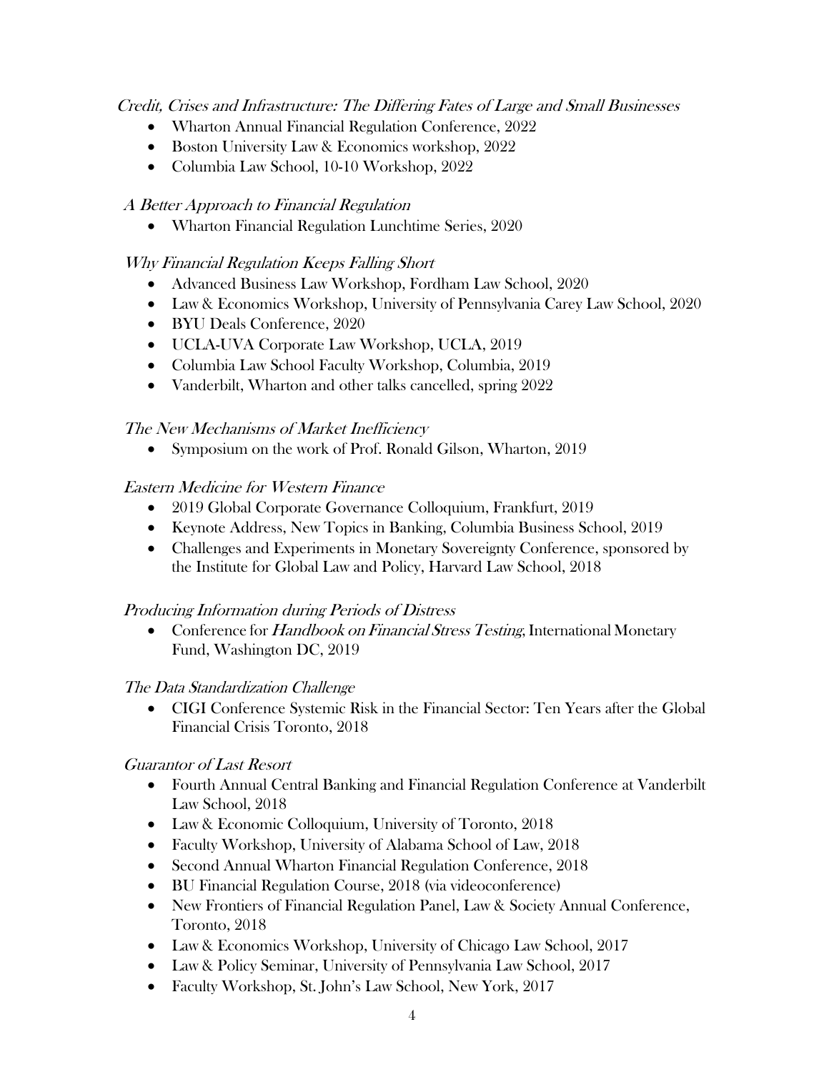*Credit, Crises and Infrastructure: The Differing Fates of Large and Small Businesses*

- Wharton Annual Financial Regulation Conference, 2022
- Boston University Law & Economics workshop, 2022
- Columbia Law School, 10-10 Workshop, 2022

*A Better Approach to Financial Regulation*

- Wharton Financial Regulation Lunchtime Series, 2020

*Why Financial Regulation Keeps Falling Short*

- Advanced Business Law Workshop, Fordham Law School, 2020
- Law & Economics Workshop, University of Pennsylvania Carey Law School, 2020
- BYU Deals Conference, 2020
- UCLA-UVA Corporate Law Workshop, UCLA, 2019
- Columbia Law School Faculty Workshop, Columbia, 2019
- Vanderbilt, Wharton and other talks cancelled, spring 2022

*The New Mechanisms of Market Inefficiency*

- Symposium on the work of Prof. Ronald Gilson, Wharton, 2019

*Eastern Medicine for Western Finance*

- 2019 Global Corporate Governance Colloquium, Frankfurt, 2019
- Keynote Address, New Topics in Banking, Columbia Business School, 2019
- Challenges and Experiments in Monetary Sovereignty Conference, sponsored by the Institute for Global Law and Policy, Harvard Law School, 2018

*Producing Information during Periods of Distress*

- Conference for *Handbook on Financial Stress Testing*, International Monetary Fund, Washington DC, 2019

*The Data Standardization Challenge*

- CIGI Conference Systemic Risk in the Financial Sector: Ten Years after the Global Financial Crisis Toronto, 2018

*Guarantor of Last Resort*

- Fourth Annual Central Banking and Financial Regulation Conference at Vanderbilt Law School, 2018
- Law & Economic Colloquium, University of Toronto, 2018
- Faculty Workshop, University of Alabama School of Law, 2018
- Second Annual Wharton Financial Regulation Conference, 2018
- BU Financial Regulation Course, 2018 (via videoconference)
- New Frontiers of Financial Regulation Panel, Law & Society Annual Conference, Toronto, 2018
- Law & Economics Workshop, University of Chicago Law School, 2017
- Law & Policy Seminar, University of Pennsylvania Law School, 2017
- Faculty Workshop, St. John's Law School, New York, 2017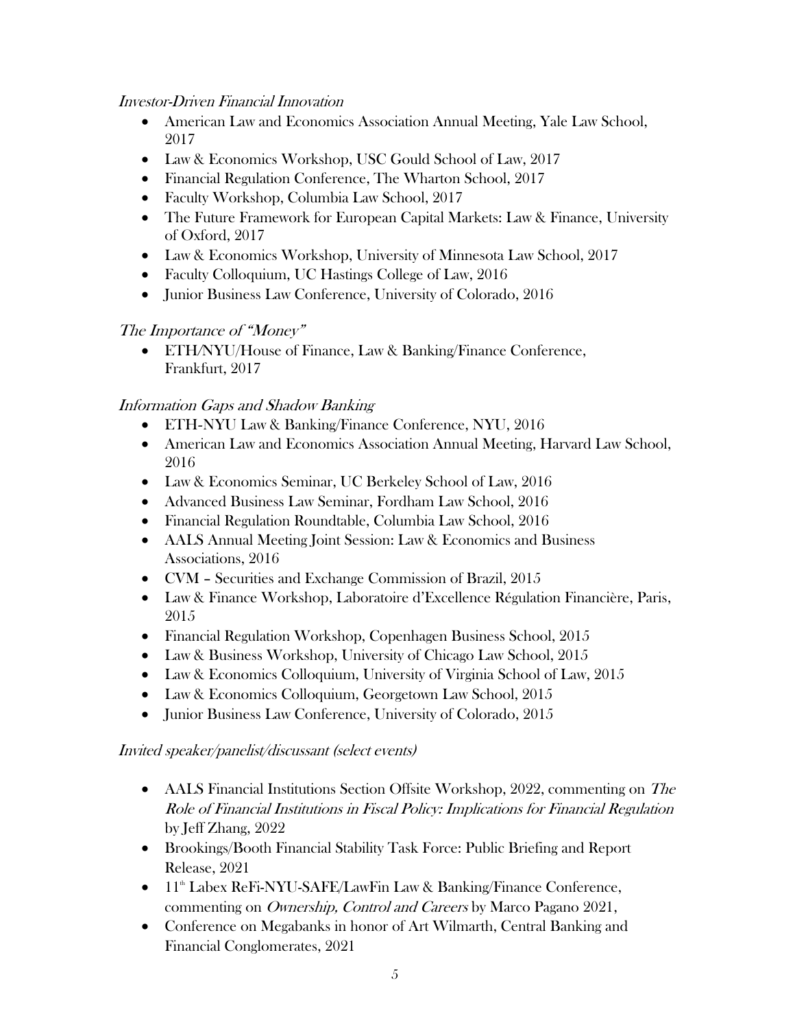*Investor-Driven Financial Innovation*

- American Law and Economics Association Annual Meeting, Yale Law School, 2017
- Law & Economics Workshop, USC Gould School of Law, 2017
- Financial Regulation Conference, The Wharton School, 2017
- Faculty Workshop, Columbia Law School, 2017
- The Future Framework for European Capital Markets: Law & Finance, University of Oxford, 2017
- Law & Economics Workshop, University of Minnesota Law School, 2017
- Faculty Colloquium, UC Hastings College of Law, 2016
- Junior Business Law Conference, University of Colorado, 2016

*The Importance of "Money"*

- ETH/NYU/House of Finance, Law & Banking/Finance Conference, Frankfurt, 2017

*Information Gaps and Shadow Banking*

- ETH-NYU Law & Banking/Finance Conference, NYU, 2016
- American Law and Economics Association Annual Meeting, Harvard Law School, 2016
- Law & Economics Seminar, UC Berkeley School of Law, 2016
- Advanced Business Law Seminar, Fordham Law School, 2016
- Financial Regulation Roundtable, Columbia Law School, 2016
- AALS Annual Meeting Joint Session: Law & Economics and Business Associations, 2016
- CVM – Securities and Exchange Commission of Brazil, 2015
- Law & Finance Workshop, Laboratoire d'Excellence Régulation Financière, Paris, 2015
- Financial Regulation Workshop, Copenhagen Business School, 2015
- Law & Business Workshop, University of Chicago Law School, 2015
- Law & Economics Colloquium, University of Virginia School of Law, 2015
- Law & Economics Colloquium, Georgetown Law School, 2015
- Junior Business Law Conference, University of Colorado, 2015

*Invited speaker/panelist/discussant (select events)*

- AALS Financial Institutions Section Offsite Workshop, 2022, commenting on *The Role of Financial Institutions in Fiscal Policy: Implications for Financial Regulation* by Jeff Zhang, 2022
- Brookings/Booth Financial Stability Task Force: Public Briefing and Report Release, 2021
- 11th Labex ReFi-NYU-SAFE/LawFin Law & Banking/Finance Conference, commenting on *Ownership, Control and Careers* by Marco Pagano 2021,
- Conference on Megabanks in honor of Art Wilmarth, Central Banking and Financial Conglomerates, 2021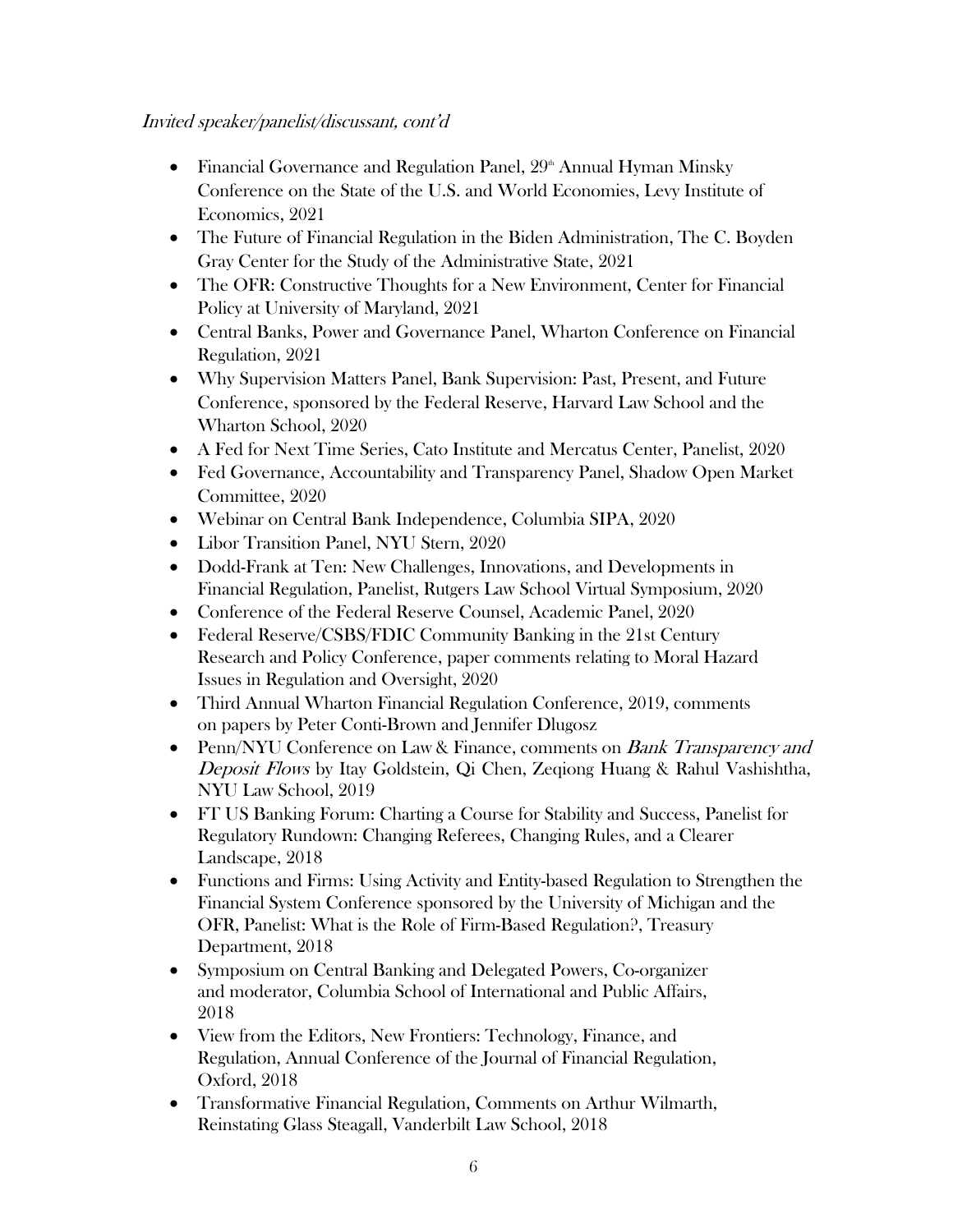*Invited speaker/panelist/discussant, cont'd*

- Financial Governance and Regulation Panel, 29th Annual Hyman Minsky Conference on the State of the U.S. and World Economies, Levy Institute of Economics, 2021
- The Future of Financial Regulation in the Biden Administration, The C. Boyden Gray Center for the Study of the Administrative State, 2021
- The OFR: Constructive Thoughts for a New Environment, Center for Financial Policy at University of Maryland, 2021
- Central Banks, Power and Governance Panel, Wharton Conference on Financial Regulation, 2021
- Why Supervision Matters Panel, Bank Supervision: Past, Present, and Future Conference, sponsored by the Federal Reserve, Harvard Law School and the Wharton School, 2020
- A Fed for Next Time Series, Cato Institute and Mercatus Center, Panelist, 2020
- Fed Governance, Accountability and Transparency Panel, Shadow Open Market Committee, 2020
- Webinar on Central Bank Independence, Columbia SIPA, 2020
- Libor Transition Panel, NYU Stern, 2020
- Dodd-Frank at Ten: New Challenges, Innovations, and Developments in Financial Regulation, Panelist, Rutgers Law School Virtual Symposium, 2020
- Conference of the Federal Reserve Counsel, Academic Panel, 2020
- Federal Reserve/CSBS/FDIC Community Banking in the 21st Century Research and Policy Conference, paper comments relating to Moral Hazard Issues in Regulation and Oversight, 2020
- Third Annual Wharton Financial Regulation Conference, 2019, comments on papers by Peter Conti-Brown and Jennifer Dlugosz
- Penn/NYU Conference on Law & Finance, comments on *Bank Transparency and Deposit Flows* by Itay Goldstein, Qi Chen, Zeqiong Huang & Rahul Vashishtha, NYU Law School, 2019
- FT US Banking Forum: Charting a Course for Stability and Success, Panelist for Regulatory Rundown: Changing Referees, Changing Rules, and a Clearer Landscape, 2018
- Functions and Firms: Using Activity and Entity-based Regulation to Strengthen the Financial System Conference sponsored by the University of Michigan and the OFR, Panelist: What is the Role of Firm-Based Regulation?, Treasury Department, 2018
- Symposium on Central Banking and Delegated Powers, Co-organizer and moderator, Columbia School of International and Public Affairs, 2018
- View from the Editors, New Frontiers: Technology, Finance, and Regulation, Annual Conference of the Journal of Financial Regulation, Oxford, 2018
- Transformative Financial Regulation, Comments on Arthur Wilmarth, Reinstating Glass Steagall, Vanderbilt Law School, 2018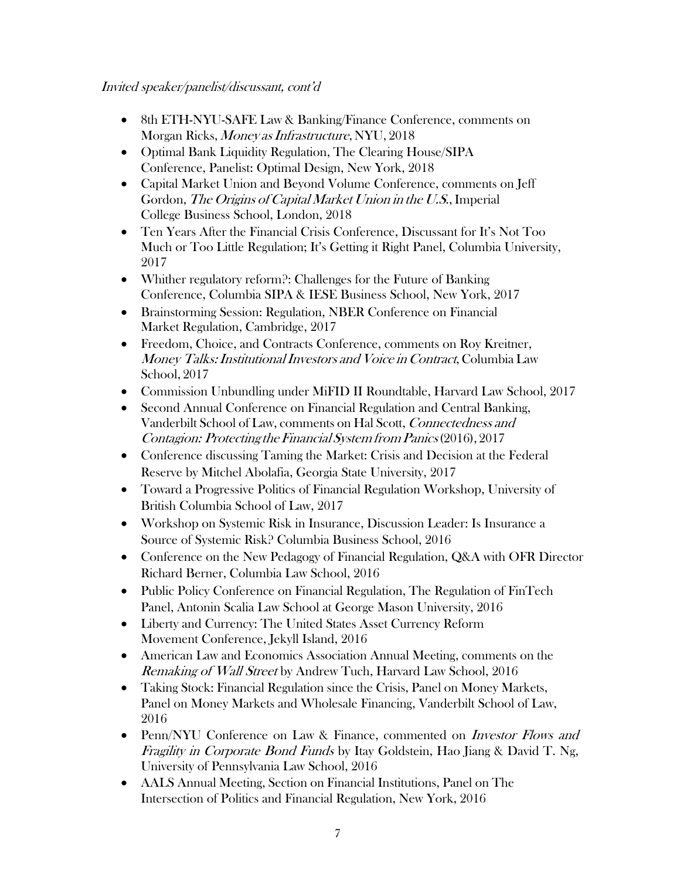*Invited speaker/panelist/discussant, cont'd*

- 8th ETH-NYU-SAFE Law & Banking/Finance Conference, comments on Morgan Ricks, *Money as Infrastructure*, NYU, 2018
- Optimal Bank Liquidity Regulation, The Clearing House/SIPA Conference, Panelist: Optimal Design, New York, 2018
- Capital Market Union and Beyond Volume Conference, comments on Jeff Gordon, *The Origins of Capital Market Union in the U.S.*, Imperial College Business School, London, 2018
- Ten Years After the Financial Crisis Conference, Discussant for It's Not Too Much or Too Little Regulation; It's Getting it Right Panel, Columbia University, 2017
- Whither regulatory reform?: Challenges for the Future of Banking Conference, Columbia SIPA & IESE Business School, New York, 2017
- Brainstorming Session: Regulation, NBER Conference on Financial Market Regulation, Cambridge, 2017
- Freedom, Choice, and Contracts Conference, comments on Roy Kreitner, *Money Talks: Institutional Investors and Voice in Contract*, Columbia Law School, 2017
- Commission Unbundling under MiFID II Roundtable, Harvard Law School, 2017
- Second Annual Conference on Financial Regulation and Central Banking, Vanderbilt School of Law, comments on Hal Scott, *Connectedness and Contagion: Protecting the Financial System from Panics* (2016), 2017
- Conference discussing Taming the Market: Crisis and Decision at the Federal Reserve by Mitchel Abolafia, Georgia State University, 2017
- Toward a Progressive Politics of Financial Regulation Workshop, University of British Columbia School of Law, 2017
- Workshop on Systemic Risk in Insurance, Discussion Leader: Is Insurance a Source of Systemic Risk? Columbia Business School, 2016
- Conference on the New Pedagogy of Financial Regulation, Q&A with OFR Director Richard Berner, Columbia Law School, 2016
- Public Policy Conference on Financial Regulation, The Regulation of FinTech Panel, Antonin Scalia Law School at George Mason University, 2016
- Liberty and Currency: The United States Asset Currency Reform Movement Conference, Jekyll Island, 2016
- American Law and Economics Association Annual Meeting, comments on the *Remaking of Wall Street* by Andrew Tuch, Harvard Law School, 2016
- Taking Stock: Financial Regulation since the Crisis, Panel on Money Markets, Panel on Money Markets and Wholesale Financing, Vanderbilt School of Law, 2016
- Penn/NYU Conference on Law & Finance, commented on *Investor Flows and Fragility in Corporate Bond Funds* by Itay Goldstein, Hao Jiang & David T. Ng, University of Pennsylvania Law School, 2016
- AALS Annual Meeting, Section on Financial Institutions, Panel on The Intersection of Politics and Financial Regulation, New York, 2016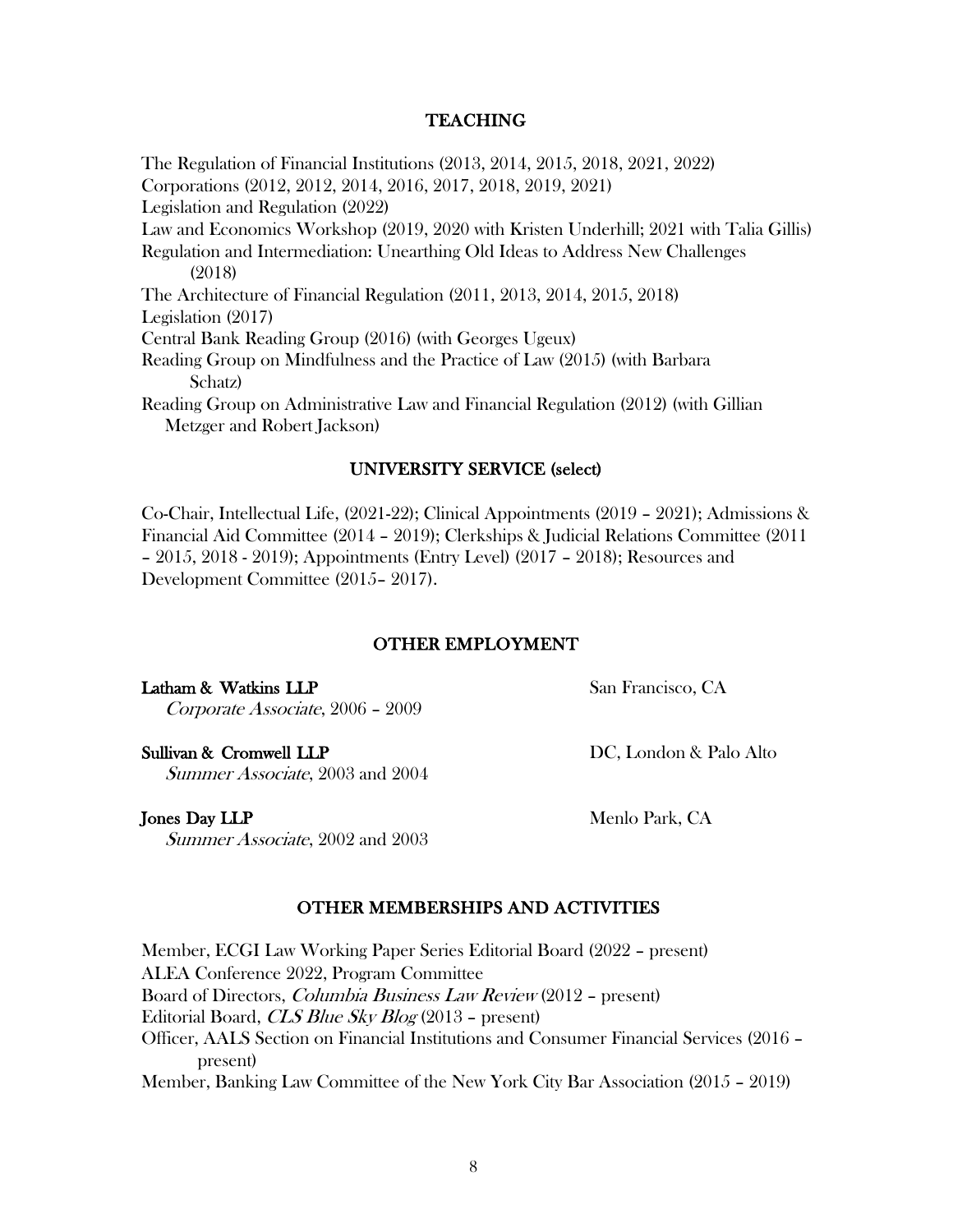## TEACHING

The Regulation of Financial Institutions (2013, 2014, 2015, 2018, 2021, 2022)
Corporations (2012, 2012, 2014, 2016, 2017, 2018, 2019, 2021)
Legislation and Regulation (2022)
Law and Economics Workshop (2019, 2020 with Kristen Underhill; 2021 with Talia Gillis)
Regulation and Intermediation: Unearthing Old Ideas to Address New Challenges (2018)
The Architecture of Financial Regulation (2011, 2013, 2014, 2015, 2018)
Legislation (2017)
Central Bank Reading Group (2016) (with Georges Ugeux)
Reading Group on Mindfulness and the Practice of Law (2015) (with Barbara Schatz)
Reading Group on Administrative Law and Financial Regulation (2012) (with Gillian Metzger and Robert Jackson)

## UNIVERSITY SERVICE (select)

Co-Chair, Intellectual Life, (2021-22); Clinical Appointments (2019 – 2021); Admissions & Financial Aid Committee (2014 – 2019); Clerkships & Judicial Relations Committee (2011 – 2015, 2018 - 2019); Appointments (Entry Level) (2017 – 2018); Resources and Development Committee (2015– 2017).

## OTHER EMPLOYMENT

**Latham & Watkins LLP** — San Francisco, CA
*Corporate Associate*, 2006 – 2009

**Sullivan & Cromwell LLP** — DC, London & Palo Alto
*Summer Associate*, 2003 and 2004

**Jones Day LLP** — Menlo Park, CA
*Summer Associate*, 2002 and 2003

## OTHER MEMBERSHIPS AND ACTIVITIES

Member, ECGI Law Working Paper Series Editorial Board (2022 – present)
ALEA Conference 2022, Program Committee
Board of Directors, *Columbia Business Law Review* (2012 – present)
Editorial Board, *CLS Blue Sky Blog* (2013 – present)
Officer, AALS Section on Financial Institutions and Consumer Financial Services (2016 – present)
Member, Banking Law Committee of the New York City Bar Association (2015 – 2019)